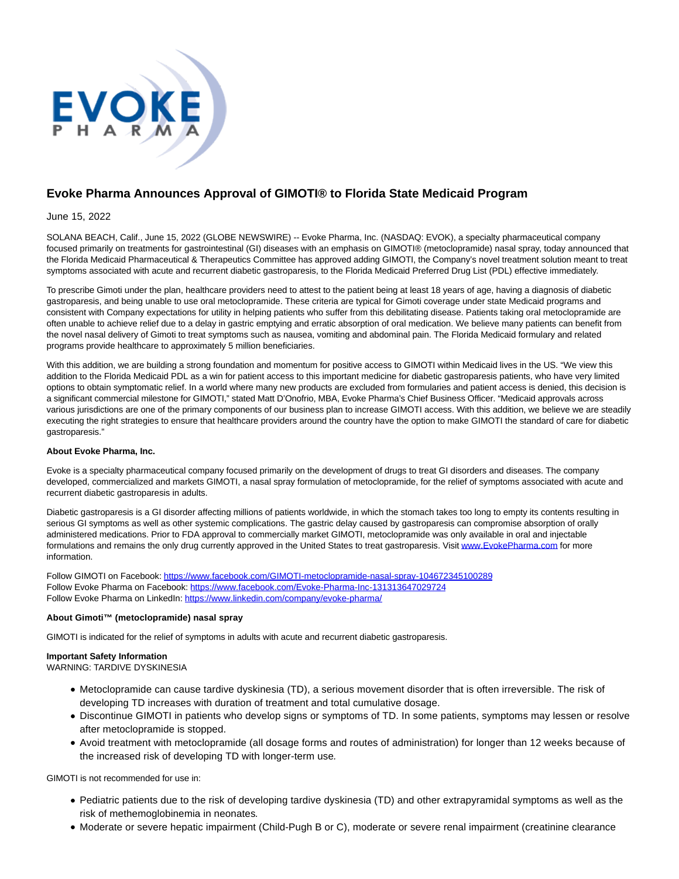# Evoke Pharma Announces Approval of GIMOTI® to Florida State Medicaid Program

June 15, 2022

SOLANA BEACH, Calif., June 15, 2022 (GLOBE NEWSWIRE) -- Evoke Pharma, Inc. (NASDAQ: EVOK), a specialty pharmaceutical company focused primarily on treatments for gastrointestinal (GI) diseases with an emphasis on GIMOTI® (metoclopramide) nasal spray, today announced that the Florida Medicaid Pharmaceutical & Therapeutics Committee has approved adding GIMOTI, the Company's novel treatment solution meant to treat symptoms associated with acute and recurrent diabetic gastroparesis, to the Florida Medicaid Preferred Drug List (PDL) effective immediately.

To prescribe Gimoti under the plan, healthcare providers need to attest to the patient being at least 18 years of age, having a diagnosis of diabetic gastroparesis, and being unable to use oral metoclopramide. These criteria are typical for Gimoti coverage under state Medicaid programs and consistent with Company expectations for utility in helping patients who suffer from this debilitating disease. Patients taking oral metoclopramide are often unable to achieve relief due to a delay in gastric emptying and erratic absorption of oral medication. We believe many patients can benefit from the novel nasal delivery of Gimoti to treat symptoms such as nausea, vomiting and abdominal pain. The Florida Medicaid formulary and related programs provide healthcare to approximately 5 million beneficiaries.

With this addition, we are building a strong foundation and momentum for positive access to GIMOTI within Medicaid lives in the US. "We view this addition to the Florida Medicaid PDL as a win for patient access to this important medicine for diabetic gastroparesis patients, who have very limited options to obtain symptomatic relief. In a world where many new products are excluded from formularies and patient access is denied, this decision is a significant commercial milestone for GIMOTI," stated Matt D'Onofrio, MBA, Evoke Pharma's Chief Business Officer. "Medicaid approvals across various jurisdictions are one of the primary components of our business plan to increase GIMOTI access. With this addition, we believe we are steadily executing the right strategies to ensure that healthcare providers around the country have the option to make GIMOTI the standard of care for diabetic gastroparesis."

**About Evoke Pharma, Inc.**

Evoke is a specialty pharmaceutical company focused primarily on the development of drugs to treat GI disorders and diseases. The company developed, commercialized and markets GIMOTI, a nasal spray formulation of metoclopramide, for the relief of symptoms associated with acute and recurrent diabetic gastroparesis in adults.

Diabetic gastroparesis is a GI disorder affecting millions of patients worldwide, in which the stomach takes too long to empty its contents resulting in serious GI symptoms as well as other systemic complications. The gastric delay caused by gastroparesis can compromise absorption of orally administered medications. Prior to FDA approval to commercially market GIMOTI, metoclopramide was only available in oral and injectable formulations and remains the only drug currently approved in the United States to treat gastroparesis. Visit www.EvokePharma.com for more information.

Follow GIMOTI on Facebook: https://www.facebook.com/GIMOTI-metoclopramide-nasal-spray-104672345100289
Follow Evoke Pharma on Facebook: https://www.facebook.com/Evoke-Pharma-Inc-131313647029724
Follow Evoke Pharma on LinkedIn: https://www.linkedin.com/company/evoke-pharma/

**About Gimoti™ (metoclopramide) nasal spray**

GIMOTI is indicated for the relief of symptoms in adults with acute and recurrent diabetic gastroparesis.

**Important Safety Information**
WARNING: TARDIVE DYSKINESIA

- Metoclopramide can cause tardive dyskinesia (TD), a serious movement disorder that is often irreversible. The risk of developing TD increases with duration of treatment and total cumulative dosage.
- Discontinue GIMOTI in patients who develop signs or symptoms of TD. In some patients, symptoms may lessen or resolve after metoclopramide is stopped.
- Avoid treatment with metoclopramide (all dosage forms and routes of administration) for longer than 12 weeks because of the increased risk of developing TD with longer-term use.

GIMOTI is not recommended for use in:

- Pediatric patients due to the risk of developing tardive dyskinesia (TD) and other extrapyramidal symptoms as well as the risk of methemoglobinemia in neonates.
- Moderate or severe hepatic impairment (Child-Pugh B or C), moderate or severe renal impairment (creatinine clearance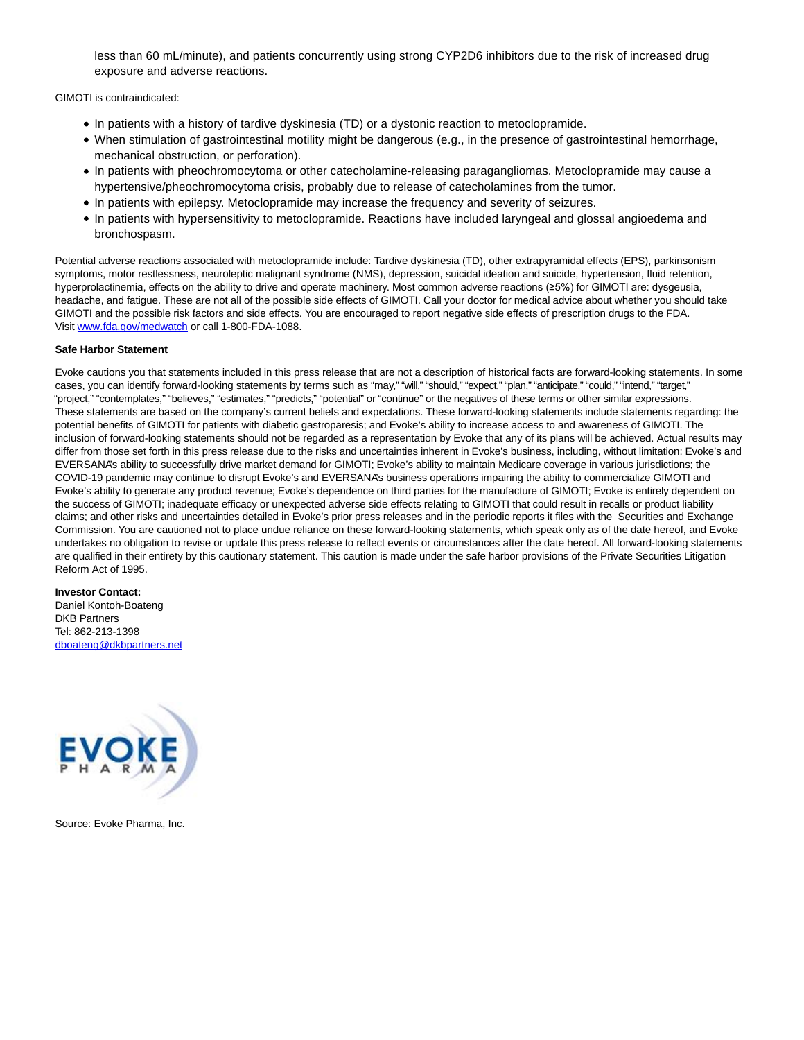less than 60 mL/minute), and patients concurrently using strong CYP2D6 inhibitors due to the risk of increased drug exposure and adverse reactions.

GIMOTI is contraindicated:

- In patients with a history of tardive dyskinesia (TD) or a dystonic reaction to metoclopramide.
- When stimulation of gastrointestinal motility might be dangerous (e.g., in the presence of gastrointestinal hemorrhage, mechanical obstruction, or perforation).
- In patients with pheochromocytoma or other catecholamine-releasing paragangliomas. Metoclopramide may cause a hypertensive/pheochromocytoma crisis, probably due to release of catecholamines from the tumor.
- In patients with epilepsy. Metoclopramide may increase the frequency and severity of seizures.
- In patients with hypersensitivity to metoclopramide. Reactions have included laryngeal and glossal angioedema and bronchospasm.

Potential adverse reactions associated with metoclopramide include: Tardive dyskinesia (TD), other extrapyramidal effects (EPS), parkinsonism symptoms, motor restlessness, neuroleptic malignant syndrome (NMS), depression, suicidal ideation and suicide, hypertension, fluid retention, hyperprolactinemia, effects on the ability to drive and operate machinery. Most common adverse reactions (≥5%) for GIMOTI are: dysgeusia, headache, and fatigue. These are not all of the possible side effects of GIMOTI. Call your doctor for medical advice about whether you should take GIMOTI and the possible risk factors and side effects. You are encouraged to report negative side effects of prescription drugs to the FDA. Visit www.fda.gov/medwatch or call 1-800-FDA-1088.

**Safe Harbor Statement**

Evoke cautions you that statements included in this press release that are not a description of historical facts are forward-looking statements. In some cases, you can identify forward-looking statements by terms such as "may," "will," "should," "expect," "plan," "anticipate," "could," "intend," "target," "project," "contemplates," "believes," "estimates," "predicts," "potential" or "continue" or the negatives of these terms or other similar expressions. These statements are based on the company's current beliefs and expectations. These forward-looking statements include statements regarding: the potential benefits of GIMOTI for patients with diabetic gastroparesis; and Evoke's ability to increase access to and awareness of GIMOTI. The inclusion of forward-looking statements should not be regarded as a representation by Evoke that any of its plans will be achieved. Actual results may differ from those set forth in this press release due to the risks and uncertainties inherent in Evoke's business, including, without limitation: Evoke's and EVERSANA's ability to successfully drive market demand for GIMOTI; Evoke's ability to maintain Medicare coverage in various jurisdictions; the COVID-19 pandemic may continue to disrupt Evoke's and EVERSANA's business operations impairing the ability to commercialize GIMOTI and Evoke's ability to generate any product revenue; Evoke's dependence on third parties for the manufacture of GIMOTI; Evoke is entirely dependent on the success of GIMOTI; inadequate efficacy or unexpected adverse side effects relating to GIMOTI that could result in recalls or product liability claims; and other risks and uncertainties detailed in Evoke's prior press releases and in the periodic reports it files with the Securities and Exchange Commission. You are cautioned not to place undue reliance on these forward-looking statements, which speak only as of the date hereof, and Evoke undertakes no obligation to revise or update this press release to reflect events or circumstances after the date hereof. All forward-looking statements are qualified in their entirety by this cautionary statement. This caution is made under the safe harbor provisions of the Private Securities Litigation Reform Act of 1995.

**Investor Contact:**
Daniel Kontoh-Boateng
DKB Partners
Tel: 862-213-1398
dboateng@dkbpartners.net

EVOKE PHARMA

Source: Evoke Pharma, Inc.